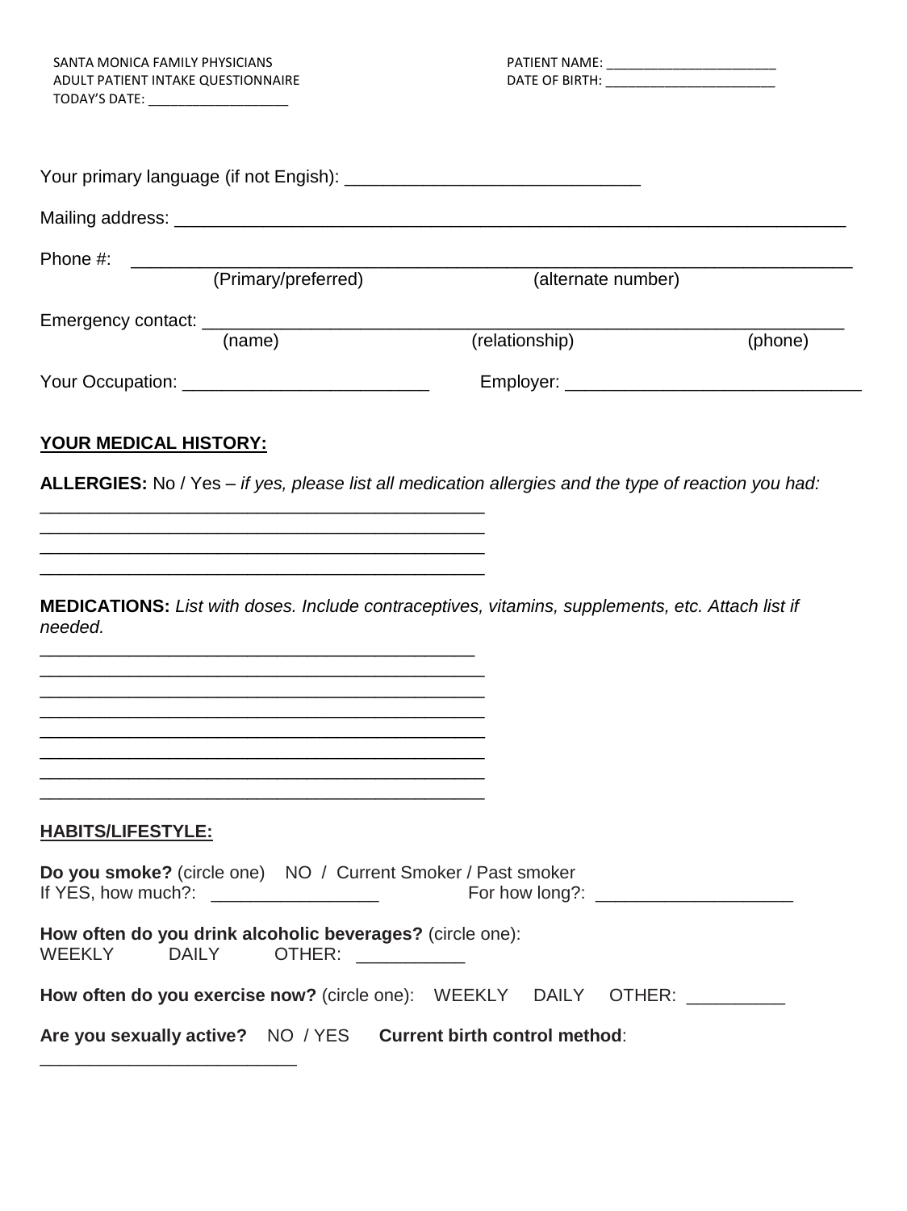SANTA MONICA FAMILY PHYSICIANS
ADULT PATIENT INTAKE QUESTIONNAIRE
TODAY'S DATE: ___________________

PATIENT NAME: _______________________
DATE OF BIRTH: _______________________

Your primary language (if not Engish): ______________________________

Mailing address: ______________________________________________________________________

Phone #: ___________________________________________________________________________
(Primary/preferred) (alternate number)

Emergency contact: _____________________________________________________________________
(name) (relationship) (phone)

Your Occupation: _________________________ Employer: ______________________________

**YOUR MEDICAL HISTORY:**

**ALLERGIES:** No / Yes – *if yes, please list all medication allergies and the type of reaction you had:*

_____________________________________________
_____________________________________________
_____________________________________________
_____________________________________________

**MEDICATIONS:** *List with doses. Include contraceptives, vitamins, supplements, etc. Attach list if needed.*

_____________________________________________
_____________________________________________
_____________________________________________
_____________________________________________
_____________________________________________
_____________________________________________
_____________________________________________
_____________________________________________

**HABITS/LIFESTYLE:**

**Do you smoke?** (circle one) NO / Current Smoker / Past smoker
If YES, how much?: _________________ For how long?: ____________________

**How often do you drink alcoholic beverages?** (circle one):
WEEKLY DAILY OTHER: ___________

**How often do you exercise now?** (circle one): WEEKLY DAILY OTHER: __________

**Are you sexually active?** NO / YES **Current birth control method**:
__________________________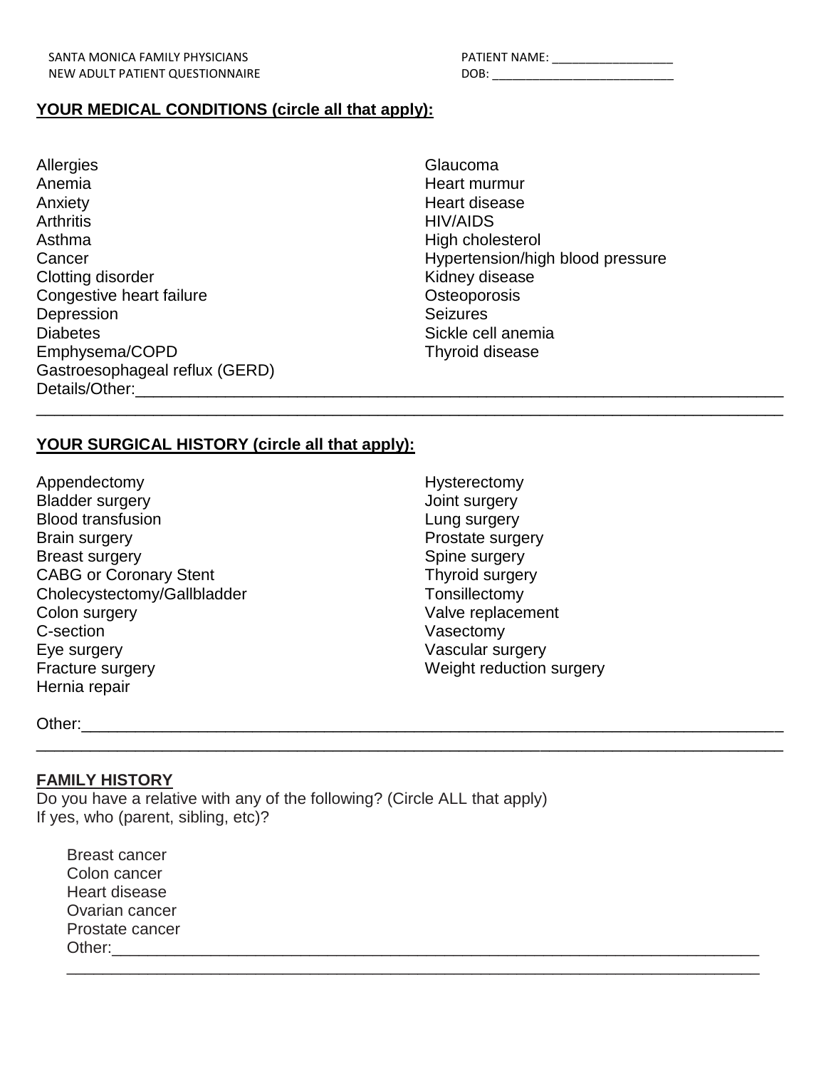SANTA MONICA FAMILY PHYSICIANS
NEW ADULT PATIENT QUESTIONNAIRE

PATIENT NAME: _________________
DOB: ___________________________

## YOUR MEDICAL CONDITIONS (circle all that apply):

Allergies
Anemia
Anxiety
Arthritis
Asthma
Cancer
Clotting disorder
Congestive heart failure
Depression
Diabetes
Emphysema/COPD
Gastroesophageal reflux (GERD)
Glaucoma
Heart murmur
Heart disease
HIV/AIDS
High cholesterol
Hypertension/high blood pressure
Kidney disease
Osteoporosis
Seizures
Sickle cell anemia
Thyroid disease

Details/Other:___________________________________________________________________________
_______________________________________________________________________________________

## YOUR SURGICAL HISTORY (circle all that apply):

Appendectomy
Bladder surgery
Blood transfusion
Brain surgery
Breast surgery
CABG or Coronary Stent
Cholecystectomy/Gallbladder
Colon surgery
C-section
Eye surgery
Fracture surgery
Hernia repair
Hysterectomy
Joint surgery
Lung surgery
Prostate surgery
Spine surgery
Thyroid surgery
Tonsillectomy
Valve replacement
Vasectomy
Vascular surgery
Weight reduction surgery

Other:_________________________________________________________________________________
_______________________________________________________________________________________

## FAMILY HISTORY

Do you have a relative with any of the following? (Circle ALL that apply)
If yes, who (parent, sibling, etc)?

Breast cancer
Colon cancer
Heart disease
Ovarian cancer
Prostate cancer
Other:____________________________________________________________________________
__________________________________________________________________________________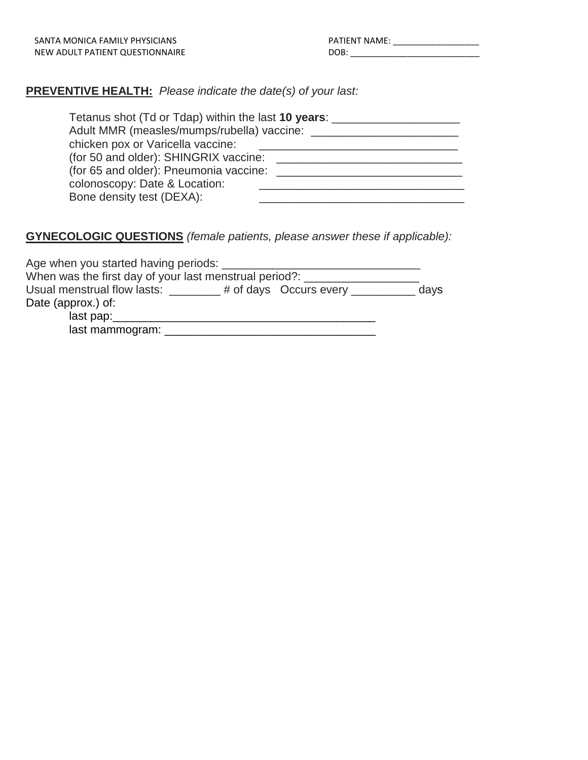SANTA MONICA FAMILY PHYSICIANS
NEW ADULT PATIENT QUESTIONNAIRE

PATIENT NAME: __________________
DOB: ____________________________

**PREVENTIVE HEALTH:** *Please indicate the date(s) of your last:*

Tetanus shot (Td or Tdap) within the last **10 years**: ____________________
Adult MMR (measles/mumps/rubella) vaccine: _______________________
chicken pox or Varicella vaccine: _______________________________
(for 50 and older): SHINGRIX vaccine: _____________________________
(for 65 and older): Pneumonia vaccine: _____________________________
colonoscopy: Date & Location: ________________________________
Bone density test (DEXA): ________________________________

**GYNECOLOGIC QUESTIONS** *(female patients, please answer these if applicable):*

Age when you started having periods: ______________________________
When was the first day of your last menstrual period?: _________________
Usual menstrual flow lasts: ________ # of days Occurs every __________ days
Date (approx.) of:

last pap:________________________________________
last mammogram: ________________________________